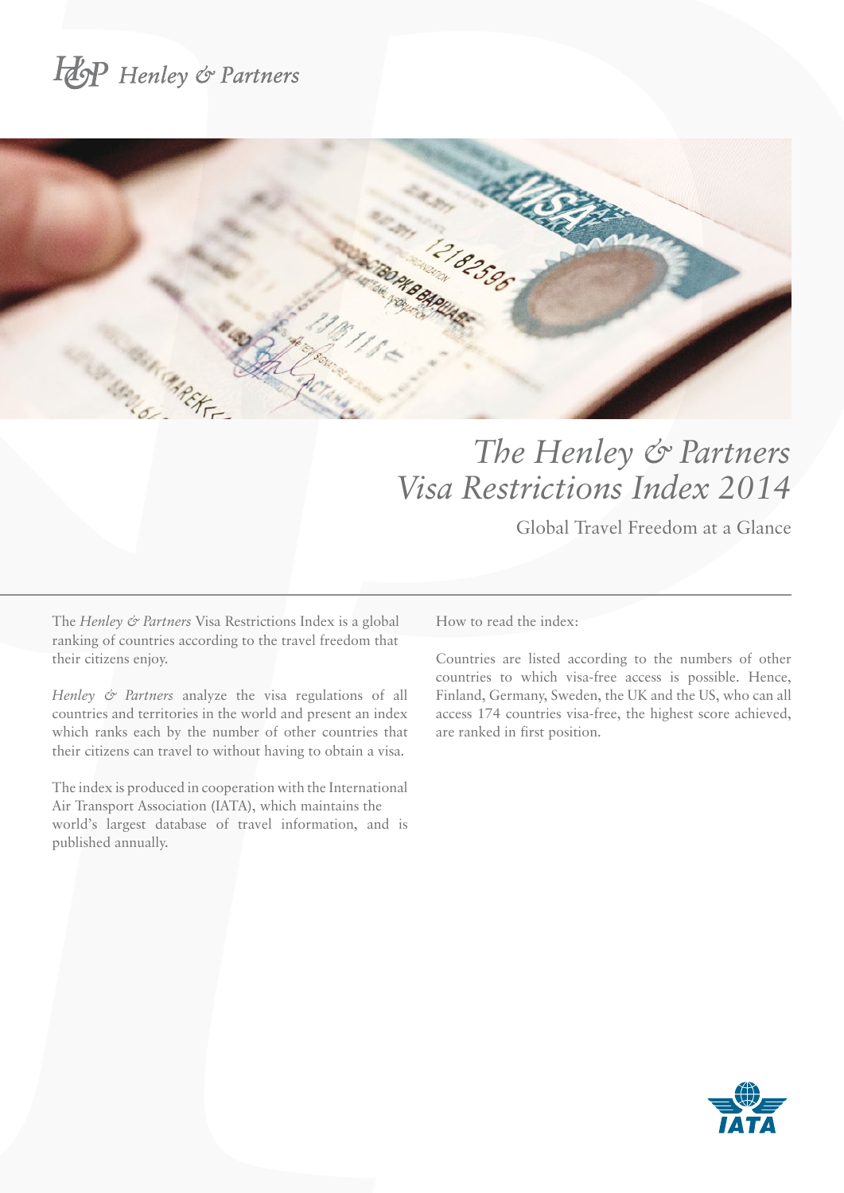Henley & Partners

# *The Henley & Partners Visa Restrictions Index 2014*

Global Travel Freedom at a Glance

The *Henley & Partners* Visa Restrictions Index is a global ranking of countries according to the travel freedom that their citizens enjoy.

*Henley & Partners* analyze the visa regulations of all countries and territories in the world and present an index which ranks each by the number of other countries that their citizens can travel to without having to obtain a visa.

The index is produced in cooperation with the International Air Transport Association (IATA), which maintains the world's largest database of travel information, and is published annually.

How to read the index:

Countries are listed according to the numbers of other countries to which visa-free access is possible. Hence, Finland, Germany, Sweden, the UK and the US, who can all access 174 countries visa-free, the highest score achieved, are ranked in first position.

IATA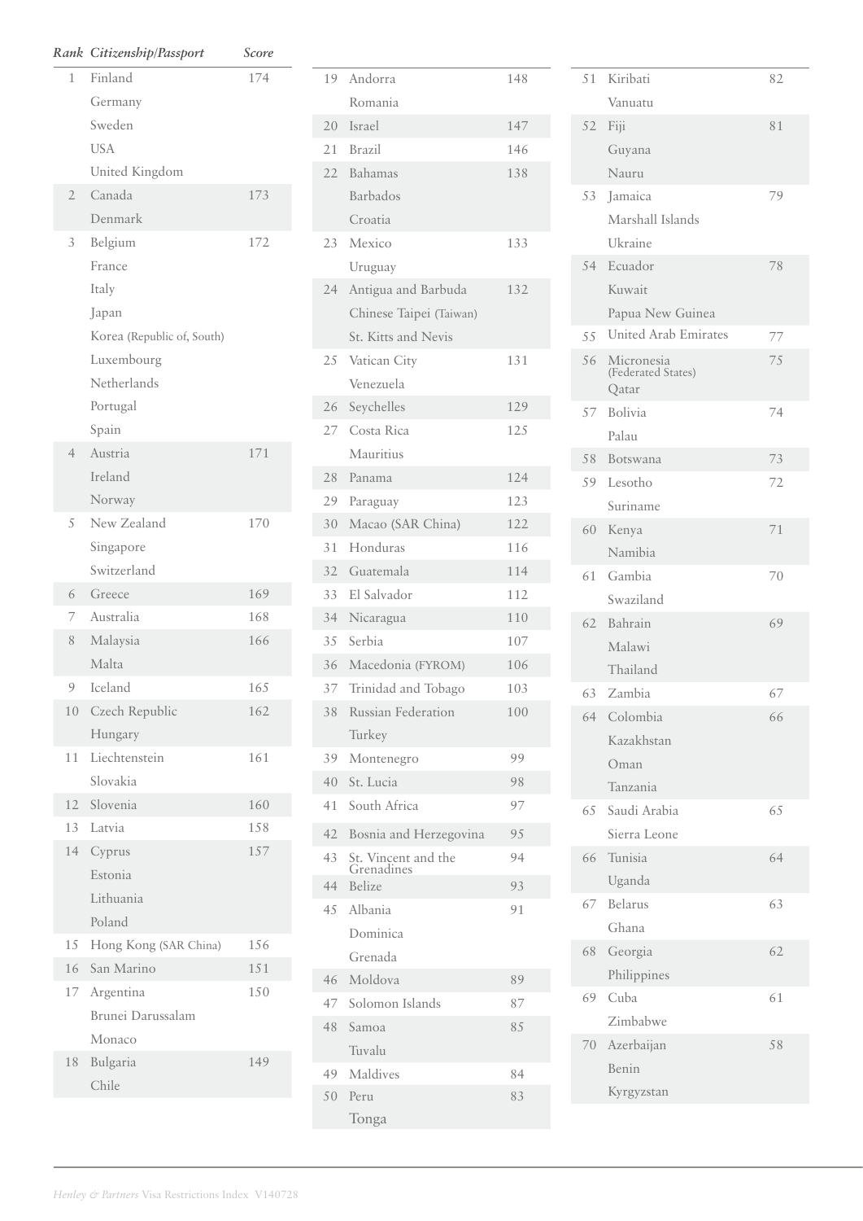| Rank | Citizenship/Passport | Score |
|---|---|---|
| 1 | Finland | 174 |
| | Germany | |
| | Sweden | |
| | USA | |
| | United Kingdom | |
| 2 | Canada | 173 |
| | Denmark | |
| 3 | Belgium | 172 |
| | France | |
| | Italy | |
| | Japan | |
| | Korea (Republic of, South) | |
| | Luxembourg | |
| | Netherlands | |
| | Portugal | |
| | Spain | |
| 4 | Austria | 171 |
| | Ireland | |
| | Norway | |
| 5 | New Zealand | 170 |
| | Singapore | |
| | Switzerland | |
| 6 | Greece | 169 |
| 7 | Australia | 168 |
| 8 | Malaysia | 166 |
| | Malta | |
| 9 | Iceland | 165 |
| 10 | Czech Republic | 162 |
| | Hungary | |
| 11 | Liechtenstein | 161 |
| | Slovakia | |
| 12 | Slovenia | 160 |
| 13 | Latvia | 158 |
| 14 | Cyprus | 157 |
| | Estonia | |
| | Lithuania | |
| | Poland | |
| 15 | Hong Kong (SAR China) | 156 |
| 16 | San Marino | 151 |
| 17 | Argentina | 150 |
| | Brunei Darussalam | |
| | Monaco | |
| 18 | Bulgaria | 149 |
| | Chile | |
| 19 | Andorra | 148 |
| | Romania | |
| 20 | Israel | 147 |
| 21 | Brazil | 146 |
| 22 | Bahamas | 138 |
| | Barbados | |
| | Croatia | |
| 23 | Mexico | 133 |
| | Uruguay | |
| 24 | Antigua and Barbuda | 132 |
| | Chinese Taipei (Taiwan) | |
| | St. Kitts and Nevis | |
| 25 | Vatican City | 131 |
| | Venezuela | |
| 26 | Seychelles | 129 |
| 27 | Costa Rica | 125 |
| | Mauritius | |
| 28 | Panama | 124 |
| 29 | Paraguay | 123 |
| 30 | Macao (SAR China) | 122 |
| 31 | Honduras | 116 |
| 32 | Guatemala | 114 |
| 33 | El Salvador | 112 |
| 34 | Nicaragua | 110 |
| 35 | Serbia | 107 |
| 36 | Macedonia (FYROM) | 106 |
| 37 | Trinidad and Tobago | 103 |
| 38 | Russian Federation | 100 |
| | Turkey | |
| 39 | Montenegro | 99 |
| 40 | St. Lucia | 98 |
| 41 | South Africa | 97 |
| 42 | Bosnia and Herzegovina | 95 |
| 43 | St. Vincent and the Grenadines | 94 |
| 44 | Belize | 93 |
| 45 | Albania | 91 |
| | Dominica | |
| | Grenada | |
| 46 | Moldova | 89 |
| 47 | Solomon Islands | 87 |
| 48 | Samoa | 85 |
| | Tuvalu | |
| 49 | Maldives | 84 |
| 50 | Peru | 83 |
| | Tonga | |
| 51 | Kiribati | 82 |
| | Vanuatu | |
| 52 | Fiji | 81 |
| | Guyana | |
| | Nauru | |
| 53 | Jamaica | 79 |
| | Marshall Islands | |
| | Ukraine | |
| 54 | Ecuador | 78 |
| | Kuwait | |
| | Papua New Guinea | |
| 55 | United Arab Emirates | 77 |
| 56 | Micronesia (Federated States) | 75 |
| | Qatar | |
| 57 | Bolivia | 74 |
| | Palau | |
| 58 | Botswana | 73 |
| 59 | Lesotho | 72 |
| | Suriname | |
| 60 | Kenya | 71 |
| | Namibia | |
| 61 | Gambia | 70 |
| | Swaziland | |
| 62 | Bahrain | 69 |
| | Malawi | |
| | Thailand | |
| 63 | Zambia | 67 |
| 64 | Colombia | 66 |
| | Kazakhstan | |
| | Oman | |
| | Tanzania | |
| 65 | Saudi Arabia | 65 |
| | Sierra Leone | |
| 66 | Tunisia | 64 |
| | Uganda | |
| 67 | Belarus | 63 |
| | Ghana | |
| 68 | Georgia | 62 |
| | Philippines | |
| 69 | Cuba | 61 |
| | Zimbabwe | |
| 70 | Azerbaijan | 58 |
| | Benin | |
| | Kyrgyzstan | |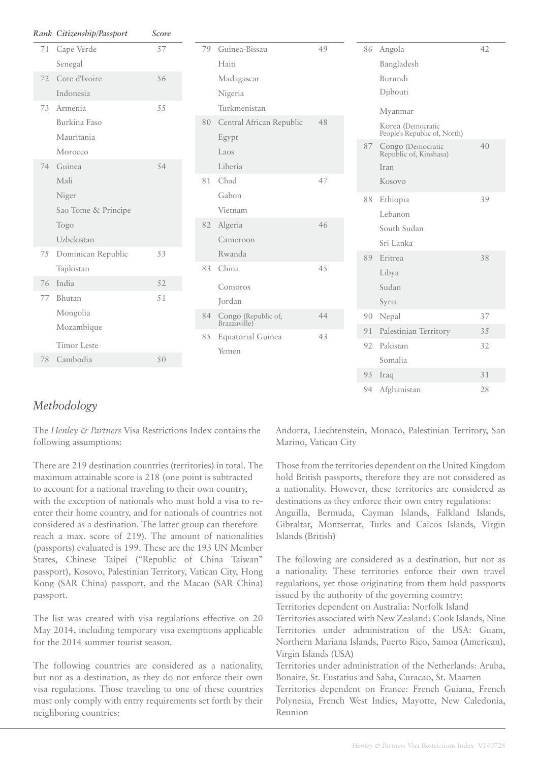| Rank | Citizenship/Passport | Score |
|---|---|---|
| 71 | Cape Verde | 57 |
| | Senegal | |
| 72 | Cote d'Ivoire | 56 |
| | Indonesia | |
| 73 | Armenia | 55 |
| | Burkina Faso | |
| | Mauritania | |
| | Morocco | |
| 74 | Guinea | 54 |
| | Mali | |
| | Niger | |
| | Sao Tome & Principe | |
| | Togo | |
| | Uzbekistan | |
| 75 | Dominican Republic | 53 |
| | Tajikistan | |
| 76 | India | 52 |
| 77 | Bhutan | 51 |
| | Mongolia | |
| | Mozambique | |
| | Timor Leste | |
| 78 | Cambodia | 50 |
| 79 | Guinea-Bissau | 49 |
| | Haiti | |
| | Madagascar | |
| | Nigeria | |
| | Turkmenistan | |
| 80 | Central African Republic | 48 |
| | Egypt | |
| | Laos | |
| | Liberia | |
| 81 | Chad | 47 |
| | Gabon | |
| | Vietnam | |
| 82 | Algeria | 46 |
| | Cameroon | |
| | Rwanda | |
| 83 | China | 45 |
| | Comoros | |
| | Jordan | |
| 84 | Congo (Republic of, Brazzaville) | 44 |
| 85 | Equatorial Guinea | 43 |
| | Yemen | |
| 86 | Angola | 42 |
| | Bangladesh | |
| | Burundi | |
| | Djibouti | |
| | Myanmar | |
| | Korea (Democratic People's Republic of, North) | |
| 87 | Congo (Democratic Republic of, Kinshasa) | 40 |
| | Iran | |
| | Kosovo | |
| 88 | Ethiopia | 39 |
| | Lebanon | |
| | South Sudan | |
| | Sri Lanka | |
| 89 | Eritrea | 38 |
| | Libya | |
| | Sudan | |
| | Syria | |
| 90 | Nepal | 37 |
| 91 | Palestinian Territory | 35 |
| 92 | Pakistan | 32 |
| | Somalia | |
| 93 | Iraq | 31 |
| 94 | Afghanistan | 28 |

## *Methodology*

The *Henley & Partners* Visa Restrictions Index contains the following assumptions:

There are 219 destination countries (territories) in total. The maximum attainable score is 218 (one point is subtracted to account for a national traveling to their own country, with the exception of nationals who must hold a visa to re-enter their home country, and for nationals of countries not considered as a destination. The latter group can therefore reach a max. score of 219). The amount of nationalities (passports) evaluated is 199. These are the 193 UN Member States, Chinese Taipei ("Republic of China Taiwan" passport), Kosovo, Palestinian Territory, Vatican City, Hong Kong (SAR China) passport, and the Macao (SAR China) passport.

The list was created with visa regulations effective on 20 May 2014, including temporary visa exemptions applicable for the 2014 summer tourist season.

The following countries are considered as a nationality, but not as a destination, as they do not enforce their own visa regulations. Those traveling to one of these countries must only comply with entry requirements set forth by their neighboring countries:
Andorra, Liechtenstein, Monaco, Palestinian Territory, San Marino, Vatican City

Those from the territories dependent on the United Kingdom hold British passports, therefore they are not considered as a nationality. However, these territories are considered as destinations as they enforce their own entry regulations:
Anguilla, Bermuda, Cayman Islands, Falkland Islands, Gibraltar, Montserrat, Turks and Caicos Islands, Virgin Islands (British)

The following are considered as a destination, but not as a nationality. These territories enforce their own travel regulations, yet those originating from them hold passports issued by the authority of the governing country:
Territories dependent on Australia: Norfolk Island
Territories associated with New Zealand: Cook Islands, Niue
Territories under administration of the USA: Guam, Northern Mariana Islands, Puerto Rico, Samoa (American), Virgin Islands (USA)
Territories under administration of the Netherlands: Aruba, Bonaire, St. Eustatius and Saba, Curacao, St. Maarten
Territories dependent on France: French Guiana, French Polynesia, French West Indies, Mayotte, New Caledonia, Reunion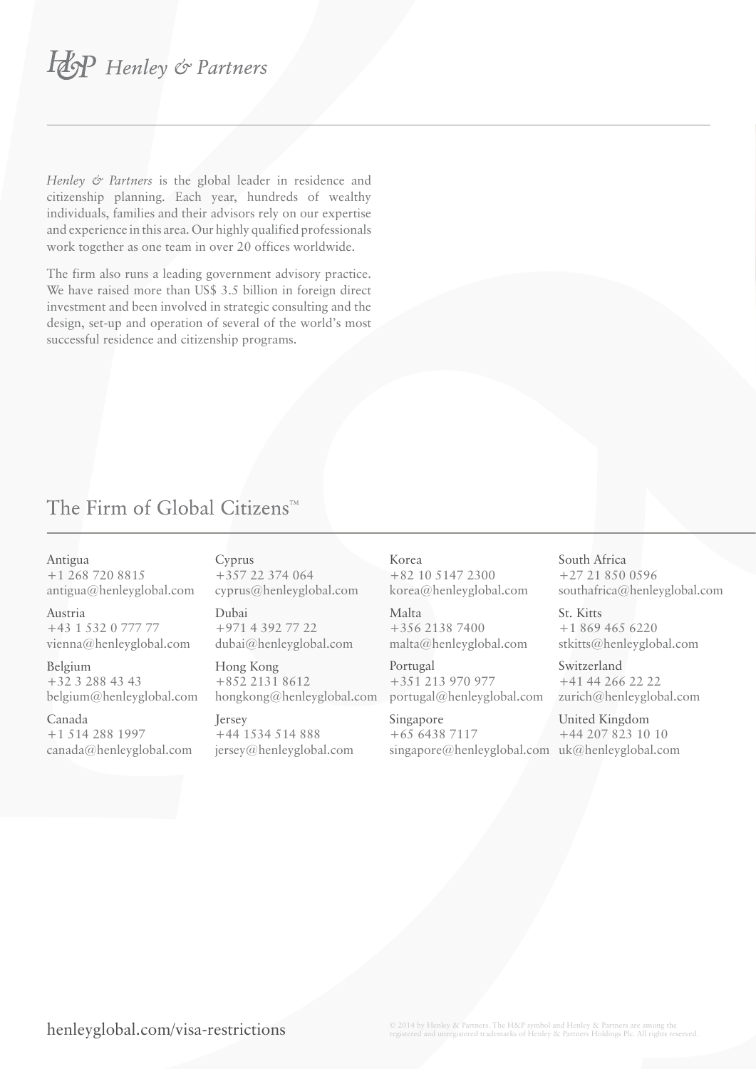# *H&P Henley & Partners*

*Henley & Partners* is the global leader in residence and citizenship planning. Each year, hundreds of wealthy individuals, families and their advisors rely on our expertise and experience in this area. Our highly qualified professionals work together as one team in over 20 offices worldwide.

The firm also runs a leading government advisory practice. We have raised more than US$ 3.5 billion in foreign direct investment and been involved in strategic consulting and the design, set-up and operation of several of the world's most successful residence and citizenship programs.

## The Firm of Global Citizens™

Antigua
+1 268 720 8815
antigua@henleyglobal.com

Austria
+43 1 532 0 777 77
vienna@henleyglobal.com

Belgium
+32 3 288 43 43
belgium@henleyglobal.com

Canada
+1 514 288 1997
canada@henleyglobal.com

Cyprus
+357 22 374 064
cyprus@henleyglobal.com

Dubai
+971 4 392 77 22
dubai@henleyglobal.com

Hong Kong
+852 2131 8612
hongkong@henleyglobal.com

Jersey
+44 1534 514 888
jersey@henleyglobal.com

Korea
+82 10 5147 2300
korea@henleyglobal.com

Malta
+356 2138 7400
malta@henleyglobal.com

Portugal
+351 213 970 977
portugal@henleyglobal.com

Singapore
+65 6438 7117
singapore@henleyglobal.com

South Africa
+27 21 850 0596
southafrica@henleyglobal.com

St. Kitts
+1 869 465 6220
stkitts@henleyglobal.com

Switzerland
+41 44 266 22 22
zurich@henleyglobal.com

United Kingdom
+44 207 823 10 10
uk@henleyglobal.com

henleyglobal.com/visa-restrictions

© 2014 by Henley & Partners. The H&P symbol and Henley & Partners are among the registered and unregistered trademarks of Henley & Partners Holdings Plc. All rights reserved.